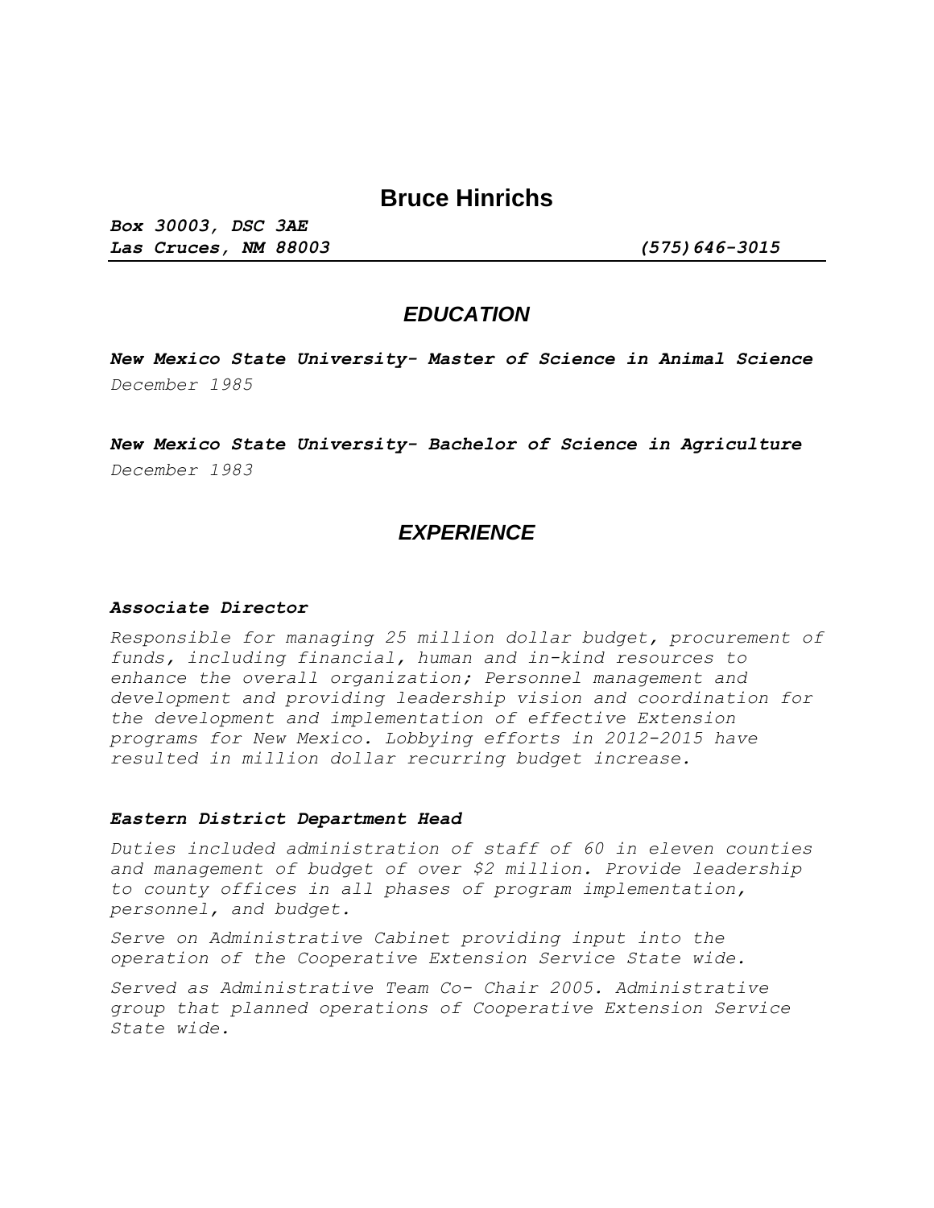# Bruce Hinrichs

***Box 30003, DSC 3AE***
***Las Cruces, NM 88003*** ***(575)646-3015***

## *EDUCATION*

***New Mexico State University- Master of Science in Animal Science***
*December 1985*

***New Mexico State University- Bachelor of Science in Agriculture***
*December 1983*

## *EXPERIENCE*

***Associate Director***

*Responsible for managing 25 million dollar budget, procurement of funds, including financial, human and in-kind resources to enhance the overall organization; Personnel management and development and providing leadership vision and coordination for the development and implementation of effective Extension programs for New Mexico. Lobbying efforts in 2012-2015 have resulted in million dollar recurring budget increase.*

***Eastern District Department Head***

*Duties included administration of staff of 60 in eleven counties and management of budget of over $2 million. Provide leadership to county offices in all phases of program implementation, personnel, and budget.*

*Serve on Administrative Cabinet providing input into the operation of the Cooperative Extension Service State wide.*

*Served as Administrative Team Co- Chair 2005. Administrative group that planned operations of Cooperative Extension Service State wide.*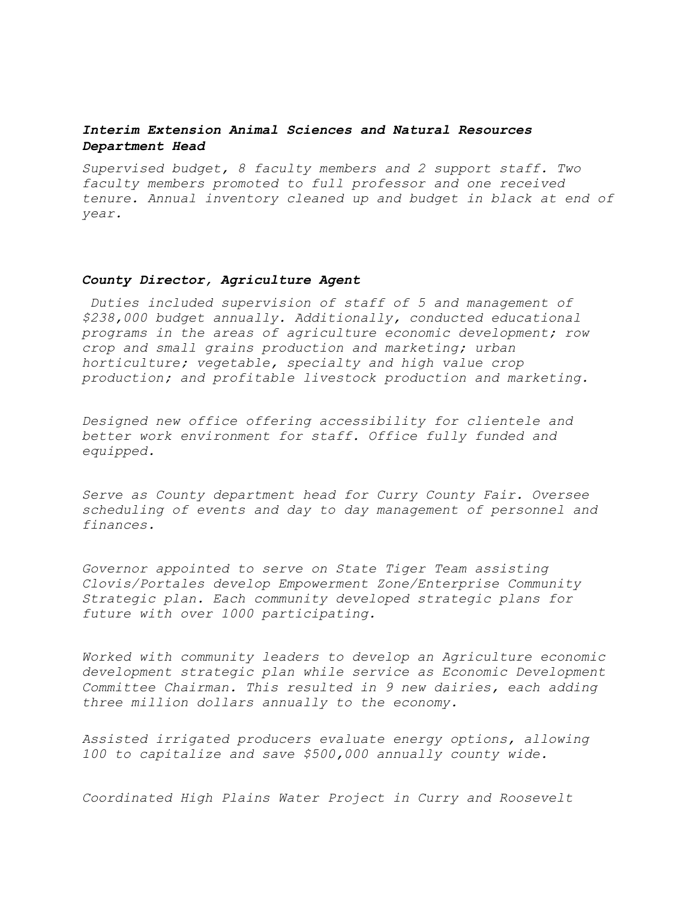***Interim Extension Animal Sciences and Natural Resources Department Head***

*Supervised budget, 8 faculty members and 2 support staff. Two faculty members promoted to full professor and one received tenure. Annual inventory cleaned up and budget in black at end of year.*

***County Director, Agriculture Agent***

*Duties included supervision of staff of 5 and management of $238,000 budget annually. Additionally, conducted educational programs in the areas of agriculture economic development; row crop and small grains production and marketing; urban horticulture; vegetable, specialty and high value crop production; and profitable livestock production and marketing.*

*Designed new office offering accessibility for clientele and better work environment for staff. Office fully funded and equipped.*

*Serve as County department head for Curry County Fair. Oversee scheduling of events and day to day management of personnel and finances.*

*Governor appointed to serve on State Tiger Team assisting Clovis/Portales develop Empowerment Zone/Enterprise Community Strategic plan. Each community developed strategic plans for future with over 1000 participating.*

*Worked with community leaders to develop an Agriculture economic development strategic plan while service as Economic Development Committee Chairman. This resulted in 9 new dairies, each adding three million dollars annually to the economy.*

*Assisted irrigated producers evaluate energy options, allowing 100 to capitalize and save $500,000 annually county wide.*

*Coordinated High Plains Water Project in Curry and Roosevelt*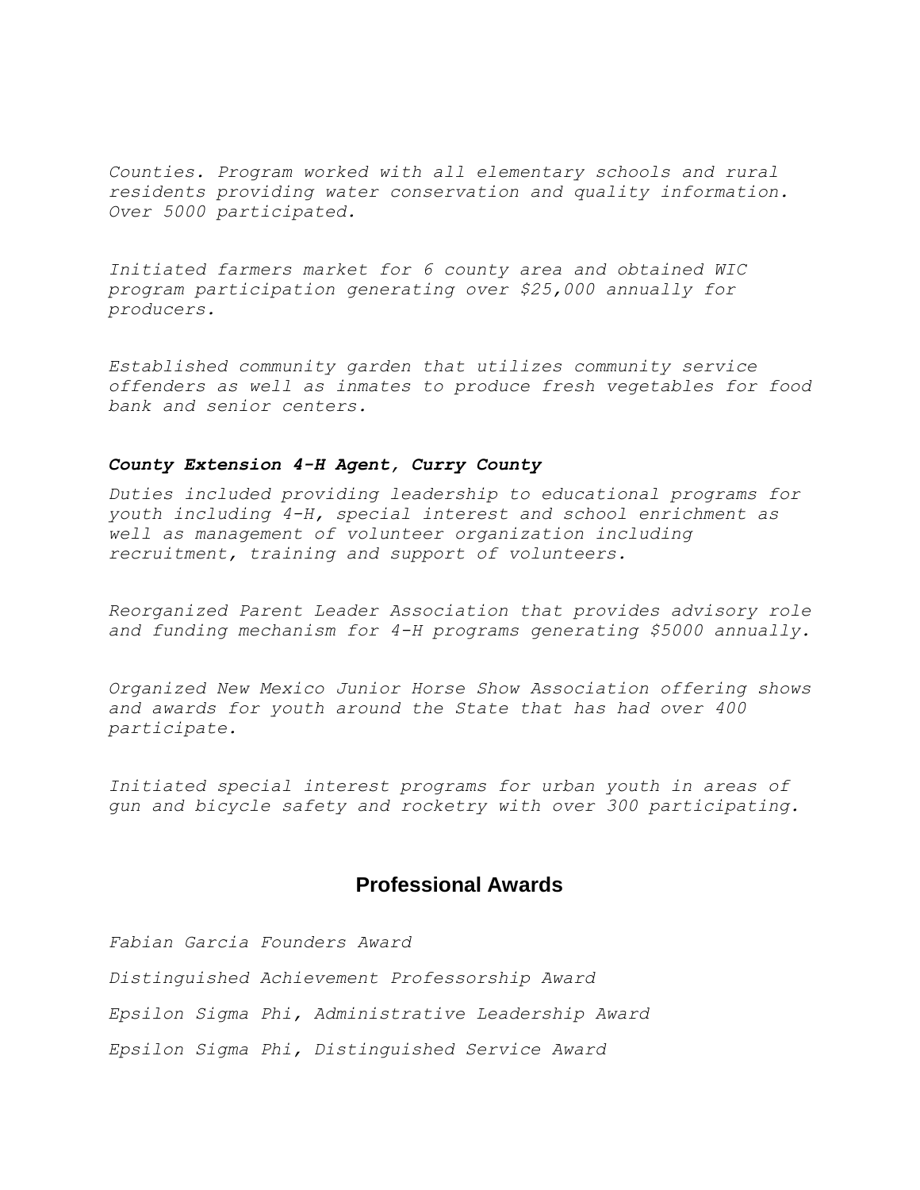*Counties. Program worked with all elementary schools and rural residents providing water conservation and quality information. Over 5000 participated.*

*Initiated farmers market for 6 county area and obtained WIC program participation generating over $25,000 annually for producers.*

*Established community garden that utilizes community service offenders as well as inmates to produce fresh vegetables for food bank and senior centers.*

***County Extension 4-H Agent, Curry County***

*Duties included providing leadership to educational programs for youth including 4-H, special interest and school enrichment as well as management of volunteer organization including recruitment, training and support of volunteers.*

*Reorganized Parent Leader Association that provides advisory role and funding mechanism for 4-H programs generating $5000 annually.*

*Organized New Mexico Junior Horse Show Association offering shows and awards for youth around the State that has had over 400 participate.*

*Initiated special interest programs for urban youth in areas of gun and bicycle safety and rocketry with over 300 participating.*

## Professional Awards

*Fabian Garcia Founders Award*

*Distinguished Achievement Professorship Award*

*Epsilon Sigma Phi, Administrative Leadership Award*

*Epsilon Sigma Phi, Distinguished Service Award*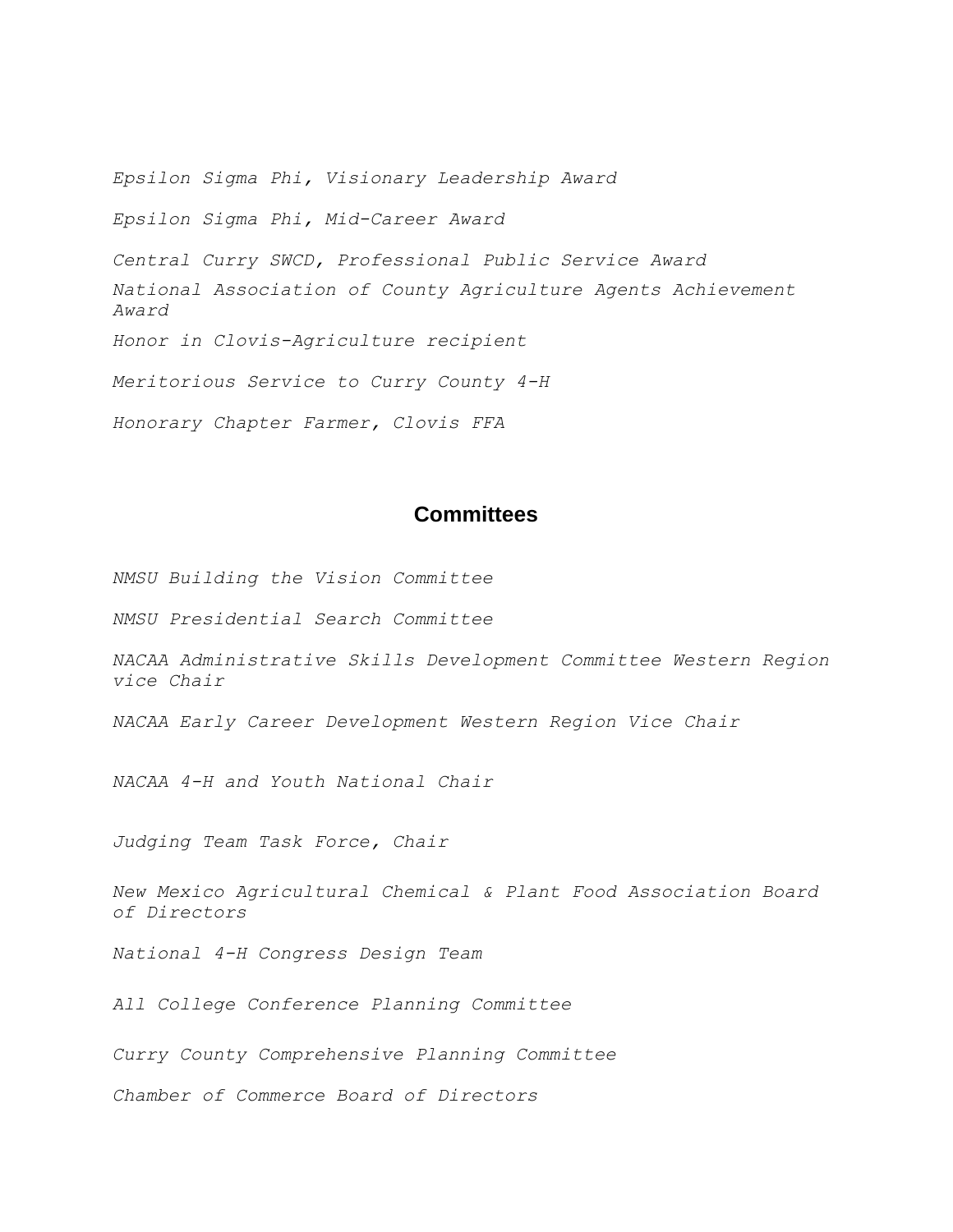*Epsilon Sigma Phi, Visionary Leadership Award*

*Epsilon Sigma Phi, Mid-Career Award*

*Central Curry SWCD, Professional Public Service Award*

*National Association of County Agriculture Agents Achievement Award*

*Honor in Clovis-Agriculture recipient*

*Meritorious Service to Curry County 4-H*

*Honorary Chapter Farmer, Clovis FFA*

## Committees

*NMSU Building the Vision Committee*

*NMSU Presidential Search Committee*

*NACAA Administrative Skills Development Committee Western Region vice Chair*

*NACAA Early Career Development Western Region Vice Chair*

*NACAA 4-H and Youth National Chair*

*Judging Team Task Force, Chair*

*New Mexico Agricultural Chemical & Plant Food Association Board of Directors*

*National 4-H Congress Design Team*

*All College Conference Planning Committee*

*Curry County Comprehensive Planning Committee*

*Chamber of Commerce Board of Directors*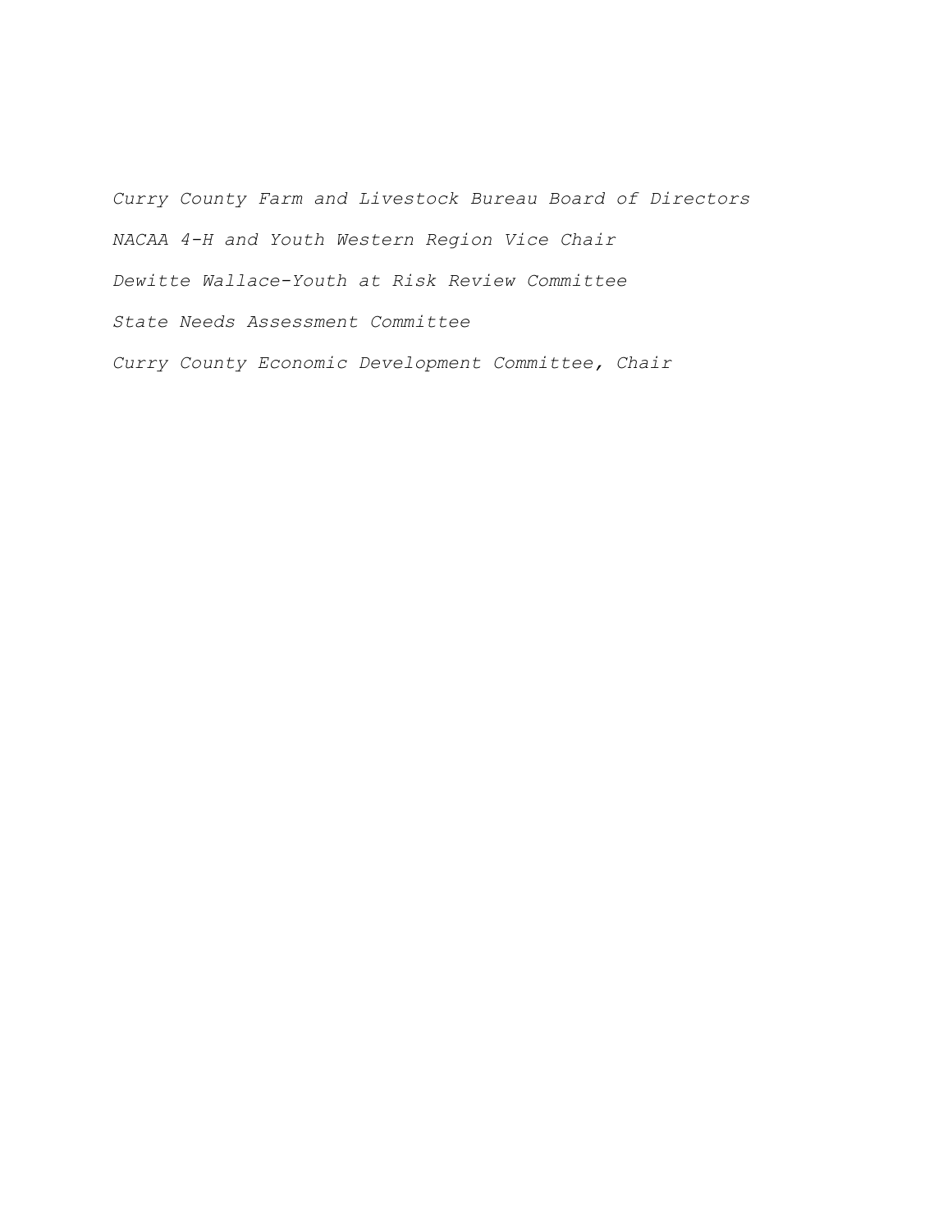*Curry County Farm and Livestock Bureau Board of Directors*

*NACAA 4-H and Youth Western Region Vice Chair*

*Dewitte Wallace-Youth at Risk Review Committee*

*State Needs Assessment Committee*

*Curry County Economic Development Committee, Chair*